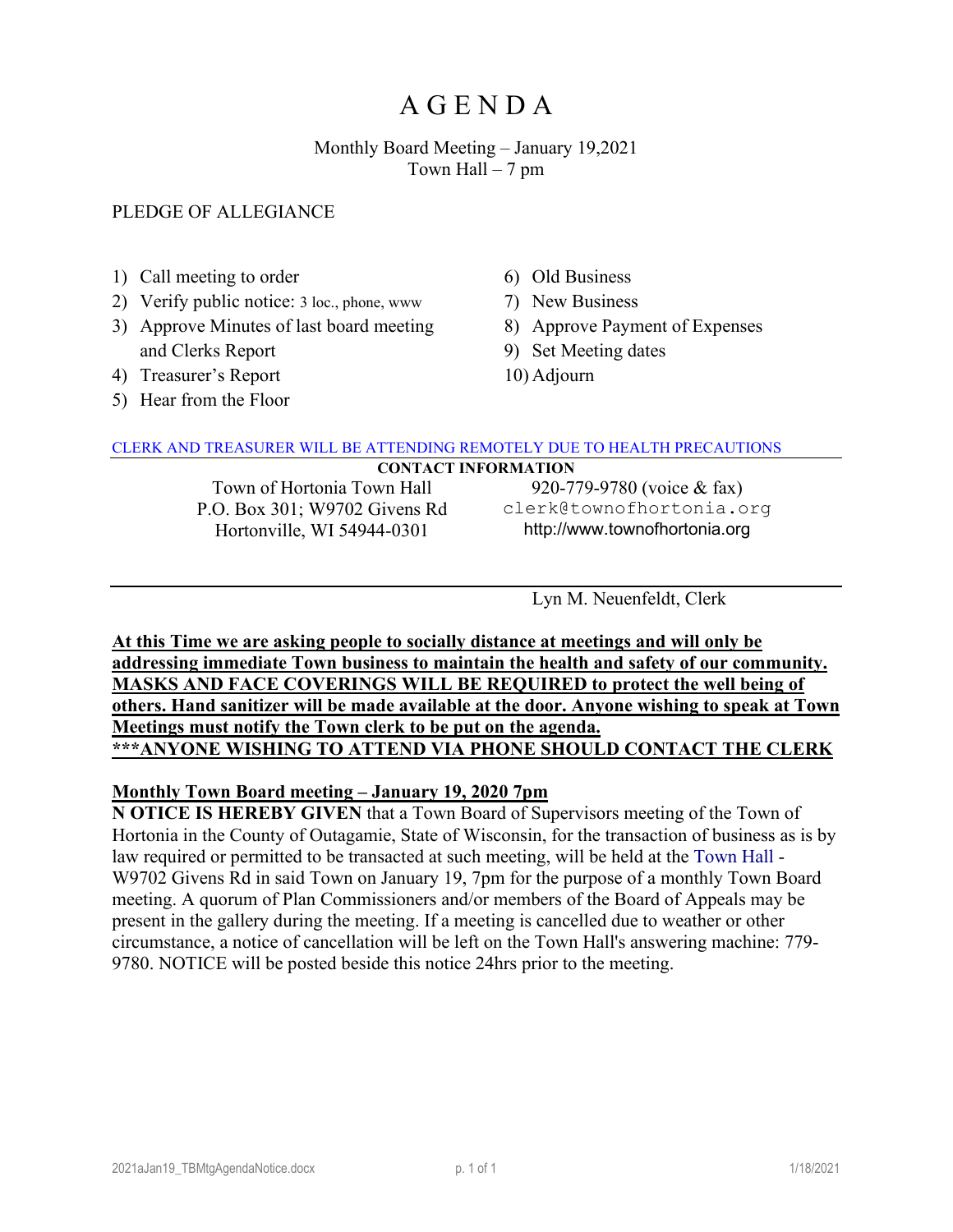# A G E N D A

Monthly Board Meeting – January 19,2021
Town Hall – 7 pm

PLEDGE OF ALLEGIANCE

1) Call meeting to order
2) Verify public notice: 3 loc., phone, www
3) Approve Minutes of last board meeting and Clerks Report
4) Treasurer's Report
5) Hear from the Floor
6) Old Business
7) New Business
8) Approve Payment of Expenses
9) Set Meeting dates
10) Adjourn

CLERK AND TREASURER WILL BE ATTENDING REMOTELY DUE TO HEALTH PRECAUTIONS

**CONTACT INFORMATION**

Town of Hortonia Town Hall
P.O. Box 301; W9702 Givens Rd
Hortonville, WI 54944-0301

920-779-9780 (voice & fax)
clerk@townofhortonia.org
http://www.townofhortonia.org

Lyn M. Neuenfeldt, Clerk

**At this Time we are asking people to socially distance at meetings and will only be addressing immediate Town business to maintain the health and safety of our community. MASKS AND FACE COVERINGS WILL BE REQUIRED to protect the well being of others. Hand sanitizer will be made available at the door. Anyone wishing to speak at Town Meetings must notify the Town clerk to be put on the agenda.**
**\*\*\*ANYONE WISHING TO ATTEND VIA PHONE SHOULD CONTACT THE CLERK**

**Monthly Town Board meeting – January 19, 2020 7pm**

**N OTICE IS HEREBY GIVEN** that a Town Board of Supervisors meeting of the Town of Hortonia in the County of Outagamie, State of Wisconsin, for the transaction of business as is by law required or permitted to be transacted at such meeting, will be held at the Town Hall - W9702 Givens Rd in said Town on January 19, 7pm for the purpose of a monthly Town Board meeting. A quorum of Plan Commissioners and/or members of the Board of Appeals may be present in the gallery during the meeting. If a meeting is cancelled due to weather or other circumstance, a notice of cancellation will be left on the Town Hall's answering machine: 779-9780. NOTICE will be posted beside this notice 24hrs prior to the meeting.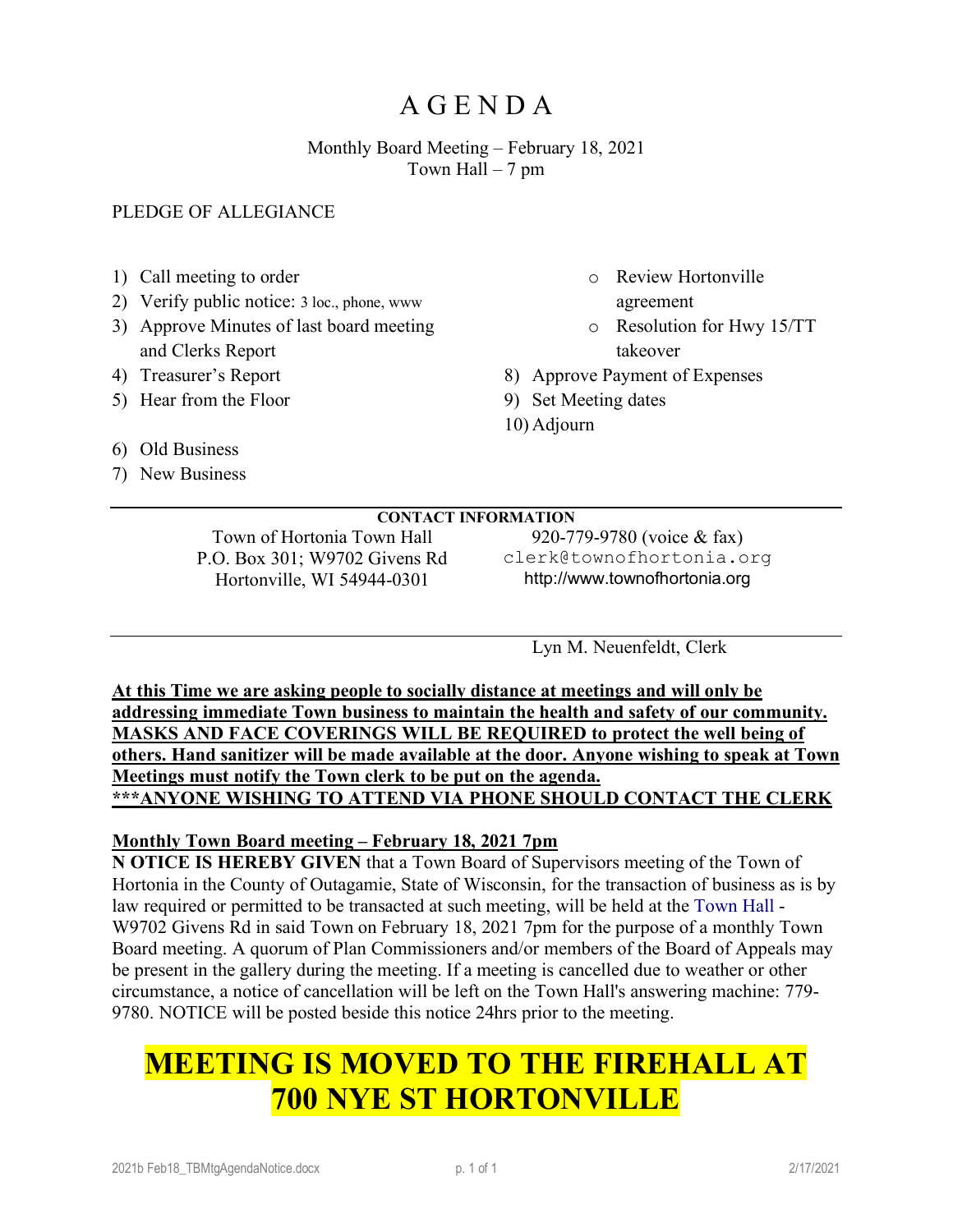# AGENDA

Monthly Board Meeting – February 18, 2021
Town Hall – 7 pm

PLEDGE OF ALLEGIANCE

1) Call meeting to order
2) Verify public notice: 3 loc., phone, www
3) Approve Minutes of last board meeting and Clerks Report
4) Treasurer's Report
5) Hear from the Floor
6) Old Business
7) New Business
   - Review Hortonville agreement
   - Resolution for Hwy 15/TT takeover
8) Approve Payment of Expenses
9) Set Meeting dates
10) Adjourn

**CONTACT INFORMATION**

Town of Hortonia Town Hall
P.O. Box 301; W9702 Givens Rd
Hortonville, WI 54944-0301

920-779-9780 (voice & fax)
clerk@townofhortonia.org
http://www.townofhortonia.org

Lyn M. Neuenfeldt, Clerk

**At this Time we are asking people to socially distance at meetings and will only be addressing immediate Town business to maintain the health and safety of our community. MASKS AND FACE COVERINGS WILL BE REQUIRED to protect the well being of others. Hand sanitizer will be made available at the door. Anyone wishing to speak at Town Meetings must notify the Town clerk to be put on the agenda.**
**\*\*\*ANYONE WISHING TO ATTEND VIA PHONE SHOULD CONTACT THE CLERK**

**Monthly Town Board meeting – February 18, 2021 7pm**

**N OTICE IS HEREBY GIVEN** that a Town Board of Supervisors meeting of the Town of Hortonia in the County of Outagamie, State of Wisconsin, for the transaction of business as is by law required or permitted to be transacted at such meeting, will be held at the Town Hall - W9702 Givens Rd in said Town on February 18, 2021 7pm for the purpose of a monthly Town Board meeting. A quorum of Plan Commissioners and/or members of the Board of Appeals may be present in the gallery during the meeting. If a meeting is cancelled due to weather or other circumstance, a notice of cancellation will be left on the Town Hall's answering machine: 779-9780. NOTICE will be posted beside this notice 24hrs prior to the meeting.

# MEETING IS MOVED TO THE FIREHALL AT 700 NYE ST HORTONVILLE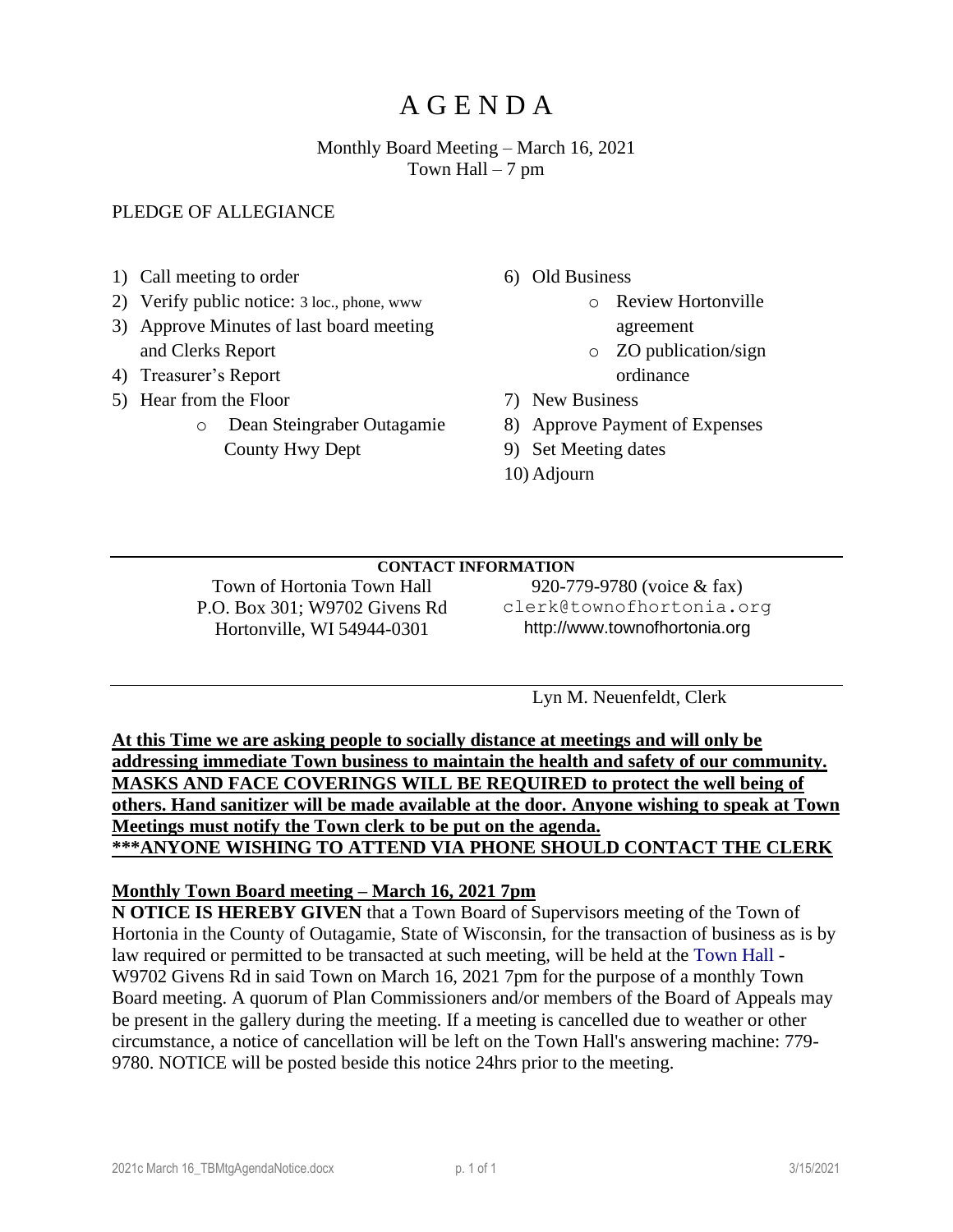# A G E N D A

Monthly Board Meeting – March 16, 2021
Town Hall – 7 pm

PLEDGE OF ALLEGIANCE

1) Call meeting to order
2) Verify public notice: 3 loc., phone, www
3) Approve Minutes of last board meeting and Clerks Report
4) Treasurer's Report
5) Hear from the Floor
   - Dean Steingraber Outagamie County Hwy Dept
6) Old Business
   - Review Hortonville agreement
   - ZO publication/sign ordinance
7) New Business
8) Approve Payment of Expenses
9) Set Meeting dates
10) Adjourn

---

**CONTACT INFORMATION**

Town of Hortonia Town Hall
P.O. Box 301; W9702 Givens Rd
Hortonville, WI 54944-0301

920-779-9780 (voice & fax)
clerk@townofhortonia.org
http://www.townofhortonia.org

---

Lyn M. Neuenfeldt, Clerk

**At this Time we are asking people to socially distance at meetings and will only be addressing immediate Town business to maintain the health and safety of our community. MASKS AND FACE COVERINGS WILL BE REQUIRED to protect the well being of others. Hand sanitizer will be made available at the door. Anyone wishing to speak at Town Meetings must notify the Town clerk to be put on the agenda.**
**\*\*\*ANYONE WISHING TO ATTEND VIA PHONE SHOULD CONTACT THE CLERK**

**Monthly Town Board meeting – March 16, 2021 7pm**

**N OTICE IS HEREBY GIVEN** that a Town Board of Supervisors meeting of the Town of Hortonia in the County of Outagamie, State of Wisconsin, for the transaction of business as is by law required or permitted to be transacted at such meeting, will be held at the Town Hall - W9702 Givens Rd in said Town on March 16, 2021 7pm for the purpose of a monthly Town Board meeting. A quorum of Plan Commissioners and/or members of the Board of Appeals may be present in the gallery during the meeting. If a meeting is cancelled due to weather or other circumstance, a notice of cancellation will be left on the Town Hall's answering machine: 779-9780. NOTICE will be posted beside this notice 24hrs prior to the meeting.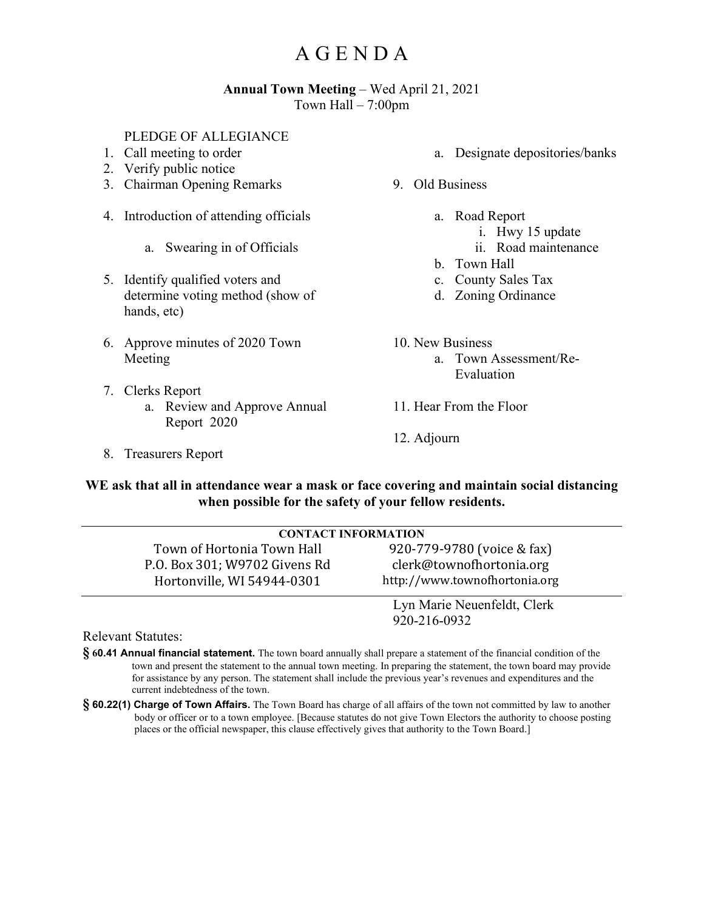# A G E N D A

**Annual Town Meeting** – Wed April 21, 2021
Town Hall – 7:00pm

PLEDGE OF ALLEGIANCE

1. Call meeting to order
2. Verify public notice
3. Chairman Opening Remarks
4. Introduction of attending officials
   a. Swearing in of Officials
5. Identify qualified voters and determine voting method (show of hands, etc)
6. Approve minutes of 2020 Town Meeting
7. Clerks Report
   a. Review and Approve Annual Report 2020
8. Treasurers Report
   a. Designate depositories/banks
9. Old Business
   a. Road Report
      i. Hwy 15 update
      ii. Road maintenance
   b. Town Hall
   c. County Sales Tax
   d. Zoning Ordinance
10. New Business
    a. Town Assessment/Re-Evaluation
11. Hear From the Floor
12. Adjourn

**WE ask that all in attendance wear a mask or face covering and maintain social distancing when possible for the safety of your fellow residents.**

**CONTACT INFORMATION**

Town of Hortonia Town Hall
P.O. Box 301; W9702 Givens Rd
Hortonville, WI 54944-0301

920-779-9780 (voice & fax)
clerk@townofhortonia.org
http://www.townofhortonia.org

Lyn Marie Neuenfeldt, Clerk
920-216-0932

Relevant Statutes:

**§ 60.41 Annual financial statement.** The town board annually shall prepare a statement of the financial condition of the town and present the statement to the annual town meeting. In preparing the statement, the town board may provide for assistance by any person. The statement shall include the previous year's revenues and expenditures and the current indebtedness of the town.

**§ 60.22(1) Charge of Town Affairs.** The Town Board has charge of all affairs of the town not committed by law to another body or officer or to a town employee. [Because statutes do not give Town Electors the authority to choose posting places or the official newspaper, this clause effectively gives that authority to the Town Board.]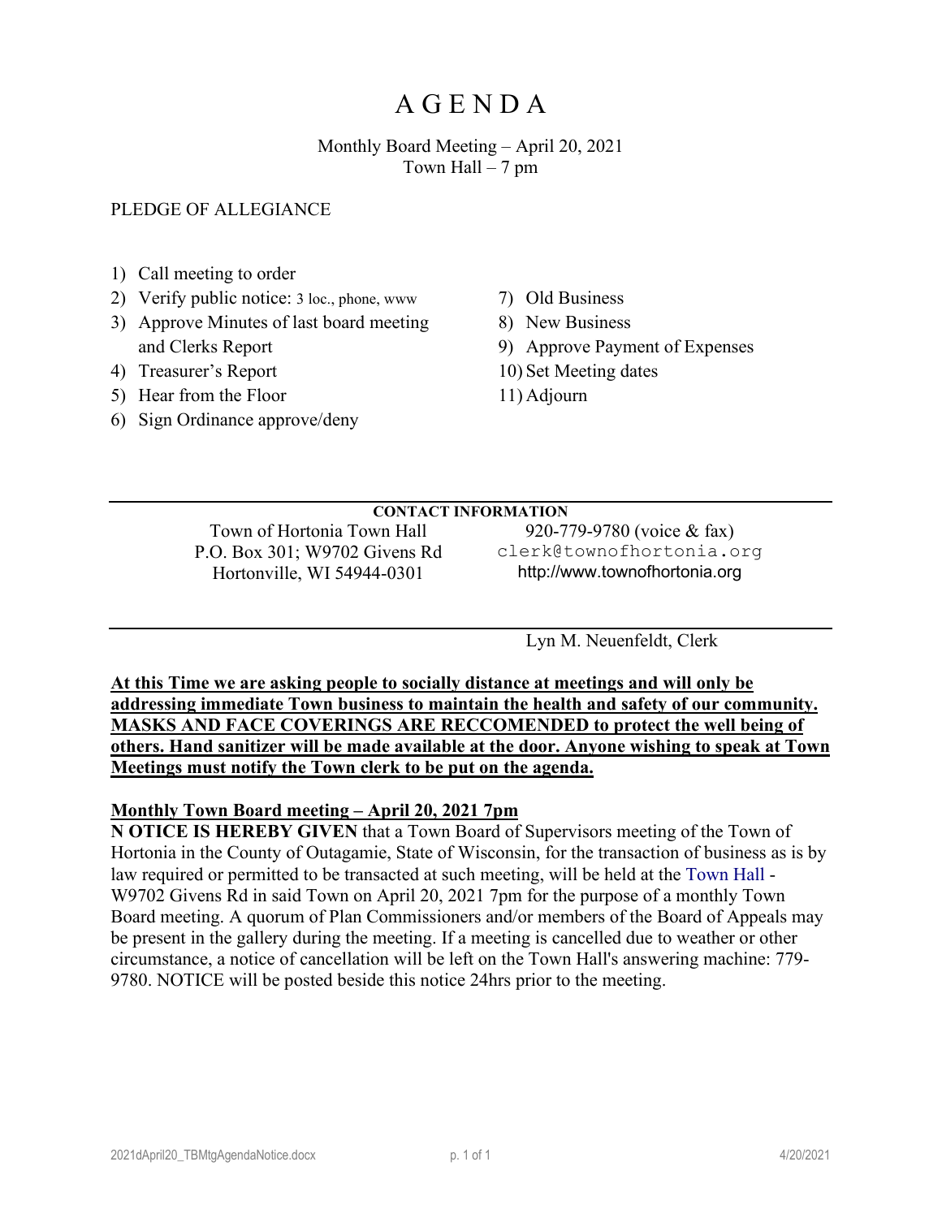# A G E N D A

Monthly Board Meeting – April 20, 2021
Town Hall – 7 pm

PLEDGE OF ALLEGIANCE

1) Call meeting to order
2) Verify public notice: 3 loc., phone, www
3) Approve Minutes of last board meeting and Clerks Report
4) Treasurer's Report
5) Hear from the Floor
6) Sign Ordinance approve/deny
7) Old Business
8) New Business
9) Approve Payment of Expenses
10) Set Meeting dates
11) Adjourn

---

**CONTACT INFORMATION**

Town of Hortonia Town Hall
P.O. Box 301; W9702 Givens Rd
Hortonville, WI 54944-0301

920-779-9780 (voice & fax)
clerk@townofhortonia.org
http://www.townofhortonia.org

---

Lyn M. Neuenfeldt, Clerk

**At this Time we are asking people to socially distance at meetings and will only be addressing immediate Town business to maintain the health and safety of our community. MASKS AND FACE COVERINGS ARE RECCOMENDED to protect the well being of others. Hand sanitizer will be made available at the door. Anyone wishing to speak at Town Meetings must notify the Town clerk to be put on the agenda.**

**Monthly Town Board meeting – April 20, 2021 7pm**

**N OTICE IS HEREBY GIVEN** that a Town Board of Supervisors meeting of the Town of Hortonia in the County of Outagamie, State of Wisconsin, for the transaction of business as is by law required or permitted to be transacted at such meeting, will be held at the Town Hall - W9702 Givens Rd in said Town on April 20, 2021 7pm for the purpose of a monthly Town Board meeting. A quorum of Plan Commissioners and/or members of the Board of Appeals may be present in the gallery during the meeting. If a meeting is cancelled due to weather or other circumstance, a notice of cancellation will be left on the Town Hall's answering machine: 779-9780. NOTICE will be posted beside this notice 24hrs prior to the meeting.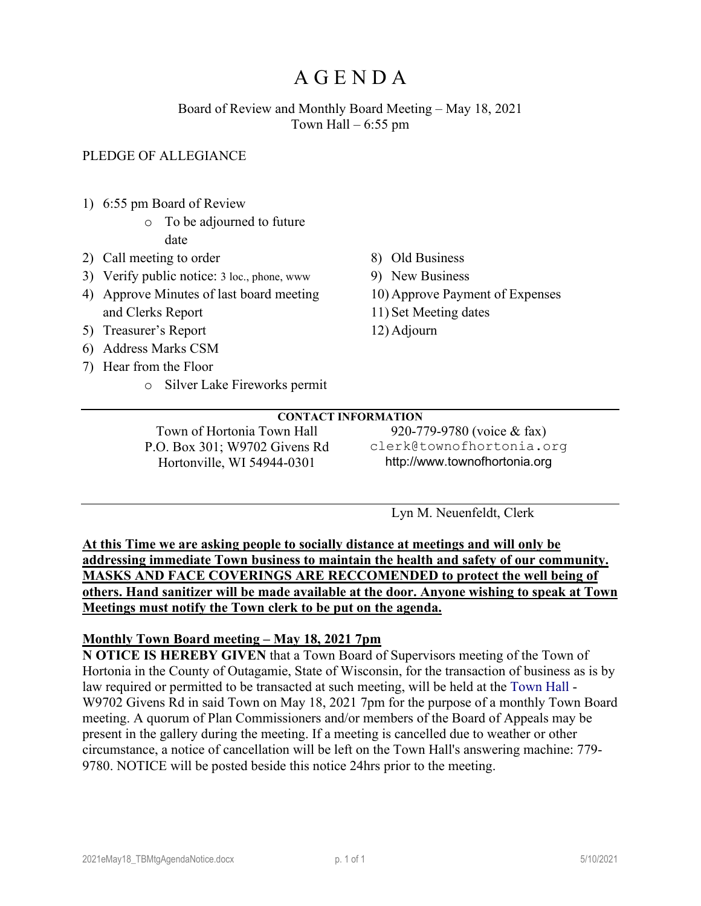# A G E N D A

Board of Review and Monthly Board Meeting – May 18, 2021
Town Hall – 6:55 pm

PLEDGE OF ALLEGIANCE

1) 6:55 pm Board of Review
   - To be adjourned to future date
2) Call meeting to order
3) Verify public notice: 3 loc., phone, www
4) Approve Minutes of last board meeting and Clerks Report
5) Treasurer's Report
6) Address Marks CSM
7) Hear from the Floor
   - Silver Lake Fireworks permit
8) Old Business
9) New Business
10) Approve Payment of Expenses
11) Set Meeting dates
12) Adjourn

**CONTACT INFORMATION**

Town of Hortonia Town Hall
P.O. Box 301; W9702 Givens Rd
Hortonville, WI 54944-0301

920-779-9780 (voice & fax)
clerk@townofhortonia.org
http://www.townofhortonia.org

Lyn M. Neuenfeldt, Clerk

**At this Time we are asking people to socially distance at meetings and will only be addressing immediate Town business to maintain the health and safety of our community. MASKS AND FACE COVERINGS ARE RECCOMENDED to protect the well being of others. Hand sanitizer will be made available at the door. Anyone wishing to speak at Town Meetings must notify the Town clerk to be put on the agenda.**

**Monthly Town Board meeting – May 18, 2021 7pm**

**N OTICE IS HEREBY GIVEN** that a Town Board of Supervisors meeting of the Town of Hortonia in the County of Outagamie, State of Wisconsin, for the transaction of business as is by law required or permitted to be transacted at such meeting, will be held at the Town Hall - W9702 Givens Rd in said Town on May 18, 2021 7pm for the purpose of a monthly Town Board meeting. A quorum of Plan Commissioners and/or members of the Board of Appeals may be present in the gallery during the meeting. If a meeting is cancelled due to weather or other circumstance, a notice of cancellation will be left on the Town Hall's answering machine: 779-9780. NOTICE will be posted beside this notice 24hrs prior to the meeting.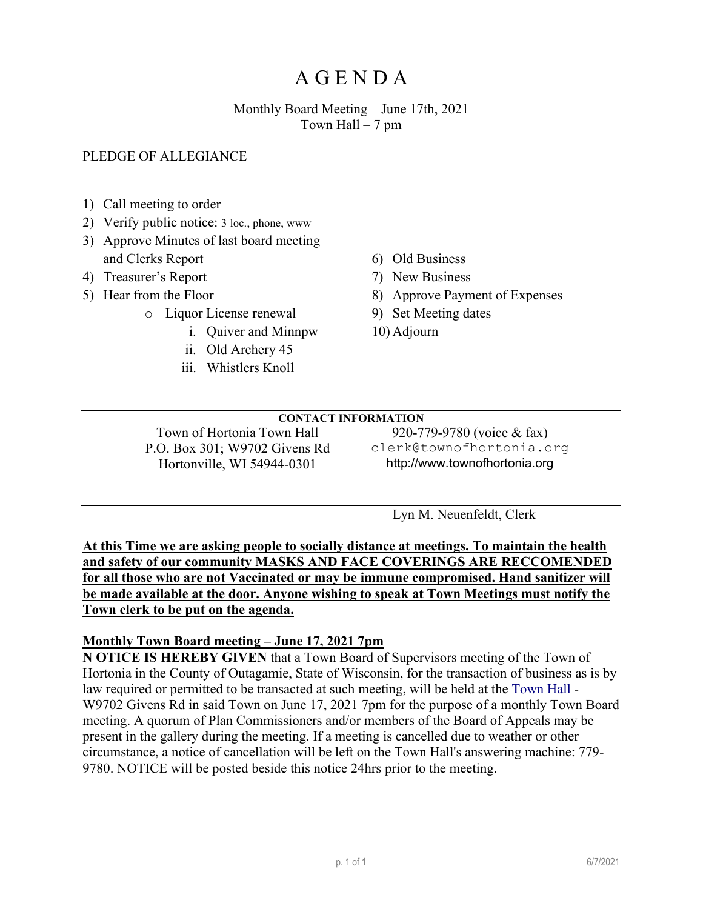# A G E N D A

Monthly Board Meeting – June 17th, 2021
Town Hall – 7 pm

PLEDGE OF ALLEGIANCE

1) Call meeting to order
2) Verify public notice: 3 loc., phone, www
3) Approve Minutes of last board meeting and Clerks Report
4) Treasurer's Report
5) Hear from the Floor
   - Liquor License renewal
     i. Quiver and Minnpw
     ii. Old Archery 45
     iii. Whistlers Knoll
6) Old Business
7) New Business
8) Approve Payment of Expenses
9) Set Meeting dates
10) Adjourn

---

**CONTACT INFORMATION**

Town of Hortonia Town Hall
P.O. Box 301; W9702 Givens Rd
Hortonville, WI 54944-0301

920-779-9780 (voice & fax)
clerk@townofhortonia.org
http://www.townofhortonia.org

---

Lyn M. Neuenfeldt, Clerk

**At this Time we are asking people to socially distance at meetings. To maintain the health and safety of our community MASKS AND FACE COVERINGS ARE RECCOMENDED for all those who are not Vaccinated or may be immune compromised. Hand sanitizer will be made available at the door. Anyone wishing to speak at Town Meetings must notify the Town clerk to be put on the agenda.**

**Monthly Town Board meeting – June 17, 2021 7pm**

**N OTICE IS HEREBY GIVEN** that a Town Board of Supervisors meeting of the Town of Hortonia in the County of Outagamie, State of Wisconsin, for the transaction of business as is by law required or permitted to be transacted at such meeting, will be held at the Town Hall - W9702 Givens Rd in said Town on June 17, 2021 7pm for the purpose of a monthly Town Board meeting. A quorum of Plan Commissioners and/or members of the Board of Appeals may be present in the gallery during the meeting. If a meeting is cancelled due to weather or other circumstance, a notice of cancellation will be left on the Town Hall's answering machine: 779-9780. NOTICE will be posted beside this notice 24hrs prior to the meeting.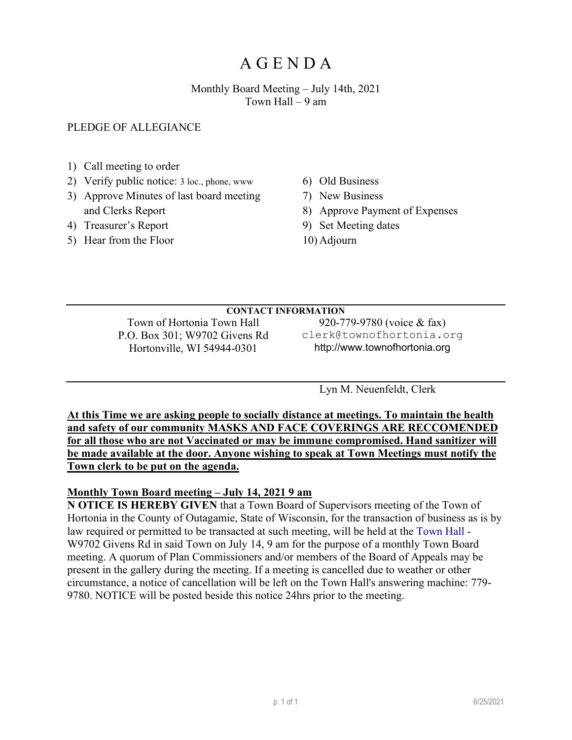# A G E N D A

Monthly Board Meeting – July 14th, 2021
Town Hall – 9 am

PLEDGE OF ALLEGIANCE

1) Call meeting to order
2) Verify public notice: 3 loc., phone, www
3) Approve Minutes of last board meeting and Clerks Report
4) Treasurer's Report
5) Hear from the Floor
6) Old Business
7) New Business
8) Approve Payment of Expenses
9) Set Meeting dates
10) Adjourn

---

**CONTACT INFORMATION**

Town of Hortonia Town Hall
P.O. Box 301; W9702 Givens Rd
Hortonville, WI 54944-0301

920-779-9780 (voice & fax)
clerk@townofhortonia.org
http://www.townofhortonia.org

---

Lyn M. Neuenfeldt, Clerk

**At this Time we are asking people to socially distance at meetings. To maintain the health and safety of our community MASKS AND FACE COVERINGS ARE RECCOMENDED for all those who are not Vaccinated or may be immune compromised. Hand sanitizer will be made available at the door. Anyone wishing to speak at Town Meetings must notify the Town clerk to be put on the agenda.**

**Monthly Town Board meeting – July 14, 2021 9 am**

**N OTICE IS HEREBY GIVEN** that a Town Board of Supervisors meeting of the Town of Hortonia in the County of Outagamie, State of Wisconsin, for the transaction of business as is by law required or permitted to be transacted at such meeting, will be held at the Town Hall - W9702 Givens Rd in said Town on July 14, 9 am for the purpose of a monthly Town Board meeting. A quorum of Plan Commissioners and/or members of the Board of Appeals may be present in the gallery during the meeting. If a meeting is cancelled due to weather or other circumstance, a notice of cancellation will be left on the Town Hall's answering machine: 779-9780. NOTICE will be posted beside this notice 24hrs prior to the meeting.

6/25/2021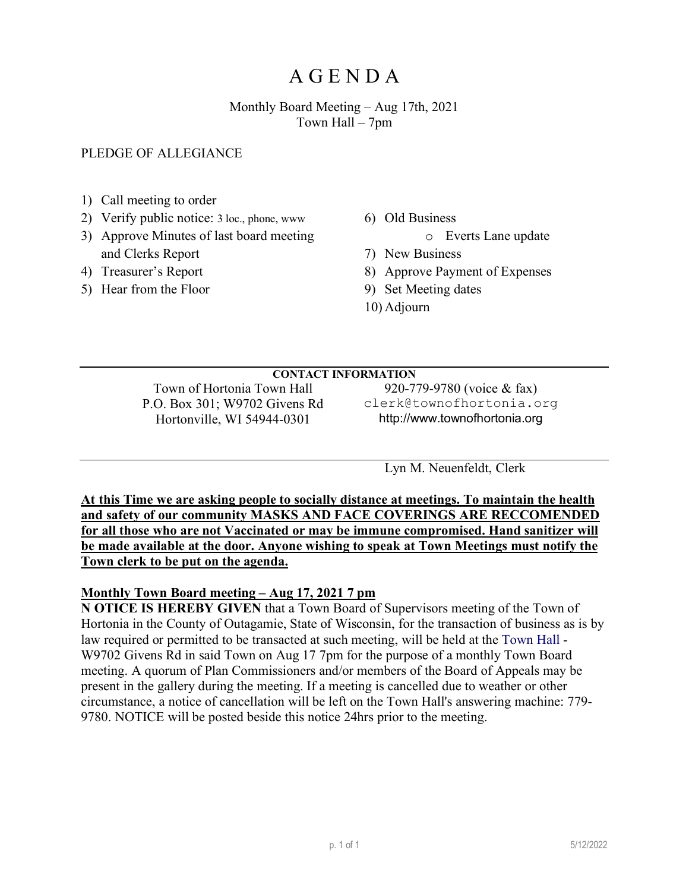# A G E N D A

Monthly Board Meeting – Aug 17th, 2021
Town Hall – 7pm

PLEDGE OF ALLEGIANCE

1) Call meeting to order
2) Verify public notice: 3 loc., phone, www
3) Approve Minutes of last board meeting and Clerks Report
4) Treasurer's Report
5) Hear from the Floor
6) Old Business
   - Everts Lane update
7) New Business
8) Approve Payment of Expenses
9) Set Meeting dates
10) Adjourn

---

**CONTACT INFORMATION**

Town of Hortonia Town Hall
P.O. Box 301; W9702 Givens Rd
Hortonville, WI 54944-0301

920-779-9780 (voice & fax)
clerk@townofhortonia.org
http://www.townofhortonia.org

---

Lyn M. Neuenfeldt, Clerk

**At this Time we are asking people to socially distance at meetings. To maintain the health and safety of our community MASKS AND FACE COVERINGS ARE RECCOMENDED for all those who are not Vaccinated or may be immune compromised. Hand sanitizer will be made available at the door. Anyone wishing to speak at Town Meetings must notify the Town clerk to be put on the agenda.**

**Monthly Town Board meeting – Aug 17, 2021 7 pm**

**N OTICE IS HEREBY GIVEN** that a Town Board of Supervisors meeting of the Town of Hortonia in the County of Outagamie, State of Wisconsin, for the transaction of business as is by law required or permitted to be transacted at such meeting, will be held at the Town Hall - W9702 Givens Rd in said Town on Aug 17 7pm for the purpose of a monthly Town Board meeting. A quorum of Plan Commissioners and/or members of the Board of Appeals may be present in the gallery during the meeting. If a meeting is cancelled due to weather or other circumstance, a notice of cancellation will be left on the Town Hall's answering machine: 779-9780. NOTICE will be posted beside this notice 24hrs prior to the meeting.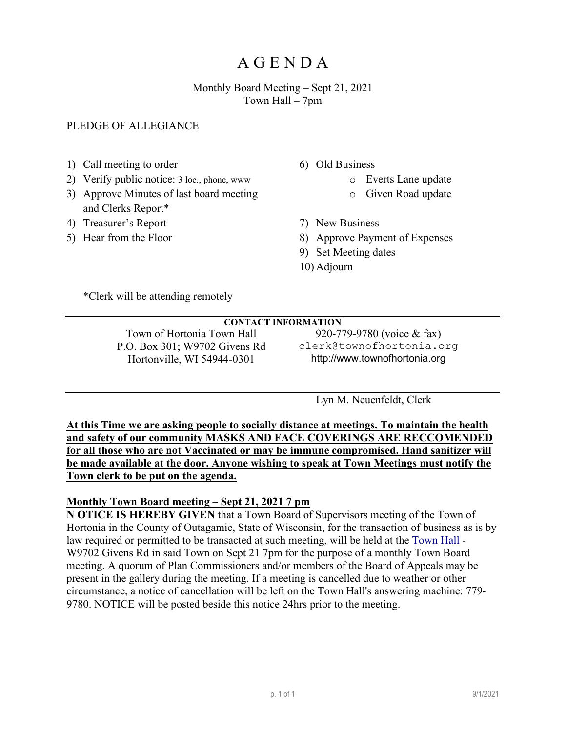# A G E N D A

Monthly Board Meeting – Sept 21, 2021
Town Hall – 7pm

PLEDGE OF ALLEGIANCE

1) Call meeting to order
2) Verify public notice: 3 loc., phone, www
3) Approve Minutes of last board meeting and Clerks Report*
4) Treasurer's Report
5) Hear from the Floor
6) Old Business
   - Everts Lane update
   - Given Road update
7) New Business
8) Approve Payment of Expenses
9) Set Meeting dates
10) Adjourn

*Clerk will be attending remotely

**CONTACT INFORMATION**

Town of Hortonia Town Hall
P.O. Box 301; W9702 Givens Rd
Hortonville, WI 54944-0301

920-779-9780 (voice & fax)
clerk@townofhortonia.org
http://www.townofhortonia.org

Lyn M. Neuenfeldt, Clerk

**At this Time we are asking people to socially distance at meetings. To maintain the health and safety of our community MASKS AND FACE COVERINGS ARE RECCOMENDED for all those who are not Vaccinated or may be immune compromised. Hand sanitizer will be made available at the door. Anyone wishing to speak at Town Meetings must notify the Town clerk to be put on the agenda.**

**Monthly Town Board meeting – Sept 21, 2021 7 pm**

**N OTICE IS HEREBY GIVEN** that a Town Board of Supervisors meeting of the Town of Hortonia in the County of Outagamie, State of Wisconsin, for the transaction of business as is by law required or permitted to be transacted at such meeting, will be held at the Town Hall - W9702 Givens Rd in said Town on Sept 21 7pm for the purpose of a monthly Town Board meeting. A quorum of Plan Commissioners and/or members of the Board of Appeals may be present in the gallery during the meeting. If a meeting is cancelled due to weather or other circumstance, a notice of cancellation will be left on the Town Hall's answering machine: 779-9780. NOTICE will be posted beside this notice 24hrs prior to the meeting.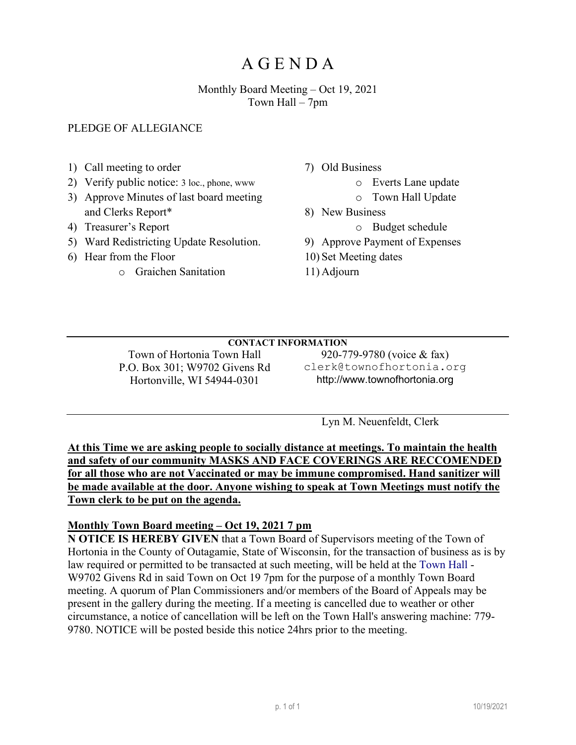# A G E N D A

Monthly Board Meeting – Oct 19, 2021
Town Hall – 7pm

PLEDGE OF ALLEGIANCE

1) Call meeting to order
2) Verify public notice: 3 loc., phone, www
3) Approve Minutes of last board meeting and Clerks Report*
4) Treasurer's Report
5) Ward Redistricting Update Resolution.
6) Hear from the Floor
   - Graichen Sanitation
7) Old Business
   - Everts Lane update
   - Town Hall Update
8) New Business
   - Budget schedule
9) Approve Payment of Expenses
10) Set Meeting dates
11) Adjourn

**CONTACT INFORMATION**

Town of Hortonia Town Hall
P.O. Box 301; W9702 Givens Rd
Hortonville, WI 54944-0301

920-779-9780 (voice & fax)
clerk@townofhortonia.org
http://www.townofhortonia.org

Lyn M. Neuenfeldt, Clerk

**At this Time we are asking people to socially distance at meetings. To maintain the health and safety of our community MASKS AND FACE COVERINGS ARE RECCOMENDED for all those who are not Vaccinated or may be immune compromised. Hand sanitizer will be made available at the door. Anyone wishing to speak at Town Meetings must notify the Town clerk to be put on the agenda.**

**Monthly Town Board meeting – Oct 19, 2021 7 pm**

**N OTICE IS HEREBY GIVEN** that a Town Board of Supervisors meeting of the Town of Hortonia in the County of Outagamie, State of Wisconsin, for the transaction of business as is by law required or permitted to be transacted at such meeting, will be held at the Town Hall - W9702 Givens Rd in said Town on Oct 19 7pm for the purpose of a monthly Town Board meeting. A quorum of Plan Commissioners and/or members of the Board of Appeals may be present in the gallery during the meeting. If a meeting is cancelled due to weather or other circumstance, a notice of cancellation will be left on the Town Hall's answering machine: 779-9780. NOTICE will be posted beside this notice 24hrs prior to the meeting.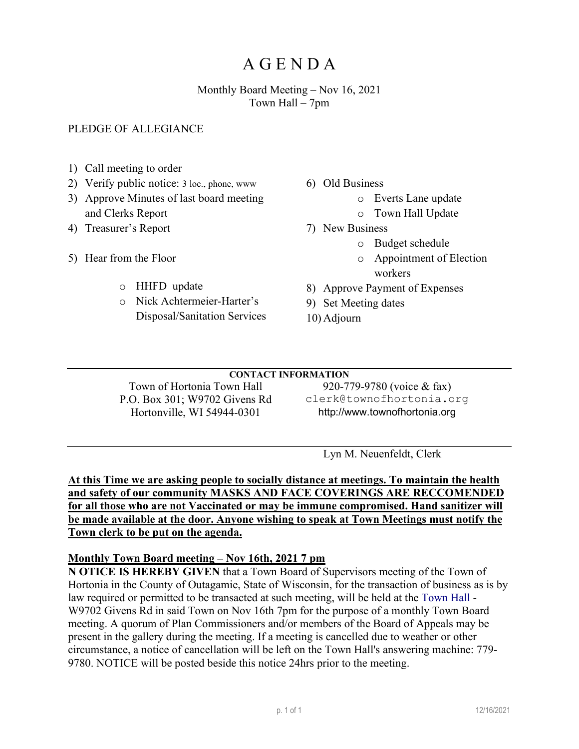# A G E N D A

Monthly Board Meeting – Nov 16, 2021
Town Hall – 7pm

PLEDGE OF ALLEGIANCE

1) Call meeting to order
2) Verify public notice: 3 loc., phone, www
3) Approve Minutes of last board meeting and Clerks Report
4) Treasurer's Report
5) Hear from the Floor
   - HHFD update
   - Nick Achtermeier-Harter's Disposal/Sanitation Services
6) Old Business
   - Everts Lane update
   - Town Hall Update
7) New Business
   - Budget schedule
   - Appointment of Election workers
8) Approve Payment of Expenses
9) Set Meeting dates
10) Adjourn

---

**CONTACT INFORMATION**

Town of Hortonia Town Hall
P.O. Box 301; W9702 Givens Rd
Hortonville, WI 54944-0301

920-779-9780 (voice & fax)
clerk@townofhortonia.org
http://www.townofhortonia.org

---

Lyn M. Neuenfeldt, Clerk

**At this Time we are asking people to socially distance at meetings. To maintain the health and safety of our community MASKS AND FACE COVERINGS ARE RECCOMENDED for all those who are not Vaccinated or may be immune compromised. Hand sanitizer will be made available at the door. Anyone wishing to speak at Town Meetings must notify the Town clerk to be put on the agenda.**

**Monthly Town Board meeting – Nov 16th, 2021 7 pm**

**N OTICE IS HEREBY GIVEN** that a Town Board of Supervisors meeting of the Town of Hortonia in the County of Outagamie, State of Wisconsin, for the transaction of business as is by law required or permitted to be transacted at such meeting, will be held at the Town Hall - W9702 Givens Rd in said Town on Nov 16th 7pm for the purpose of a monthly Town Board meeting. A quorum of Plan Commissioners and/or members of the Board of Appeals may be present in the gallery during the meeting. If a meeting is cancelled due to weather or other circumstance, a notice of cancellation will be left on the Town Hall's answering machine: 779-9780. NOTICE will be posted beside this notice 24hrs prior to the meeting.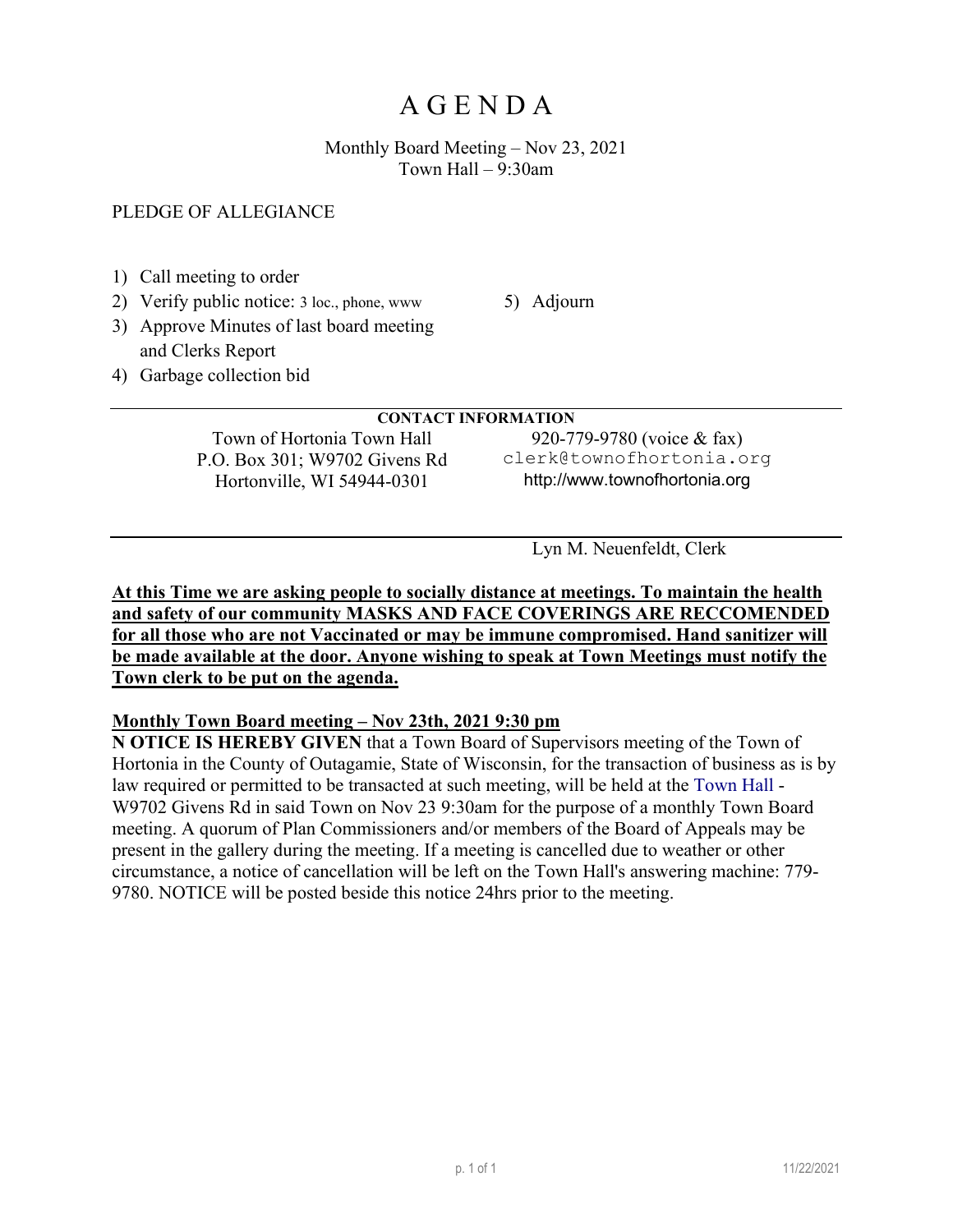# A G E N D A

Monthly Board Meeting – Nov 23, 2021
Town Hall – 9:30am

PLEDGE OF ALLEGIANCE

1) Call meeting to order
2) Verify public notice: 3 loc., phone, www
3) Approve Minutes of last board meeting and Clerks Report
4) Garbage collection bid
5) Adjourn

**CONTACT INFORMATION**

Town of Hortonia Town Hall
P.O. Box 301; W9702 Givens Rd
Hortonville, WI 54944-0301

920-779-9780 (voice & fax)
clerk@townofhortonia.org
http://www.townofhortonia.org

Lyn M. Neuenfeldt, Clerk

**At this Time we are asking people to socially distance at meetings. To maintain the health and safety of our community MASKS AND FACE COVERINGS ARE RECCOMENDED for all those who are not Vaccinated or may be immune compromised. Hand sanitizer will be made available at the door. Anyone wishing to speak at Town Meetings must notify the Town clerk to be put on the agenda.**

**Monthly Town Board meeting – Nov 23th, 2021 9:30 pm**

**N OTICE IS HEREBY GIVEN** that a Town Board of Supervisors meeting of the Town of Hortonia in the County of Outagamie, State of Wisconsin, for the transaction of business as is by law required or permitted to be transacted at such meeting, will be held at the Town Hall - W9702 Givens Rd in said Town on Nov 23 9:30am for the purpose of a monthly Town Board meeting. A quorum of Plan Commissioners and/or members of the Board of Appeals may be present in the gallery during the meeting. If a meeting is cancelled due to weather or other circumstance, a notice of cancellation will be left on the Town Hall's answering machine: 779-9780. NOTICE will be posted beside this notice 24hrs prior to the meeting.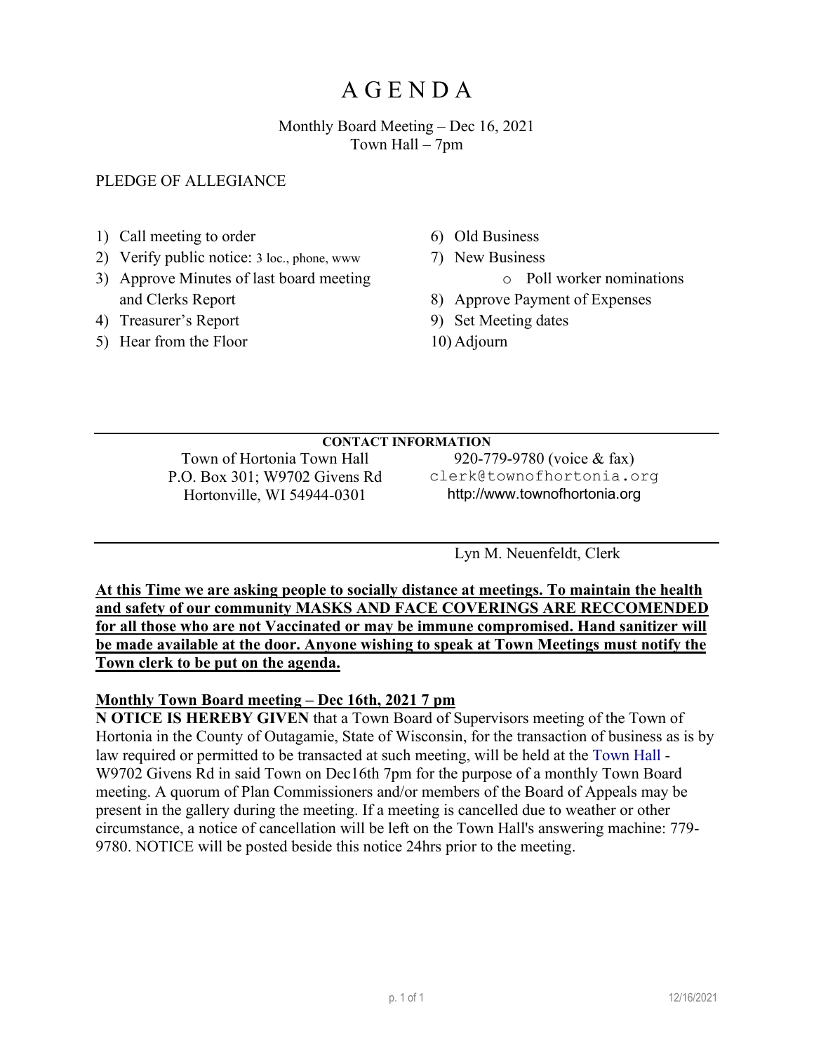# A G E N D A

Monthly Board Meeting – Dec 16, 2021
Town Hall – 7pm

PLEDGE OF ALLEGIANCE

1) Call meeting to order
2) Verify public notice: 3 loc., phone, www
3) Approve Minutes of last board meeting and Clerks Report
4) Treasurer's Report
5) Hear from the Floor
6) Old Business
7) New Business
   - Poll worker nominations
8) Approve Payment of Expenses
9) Set Meeting dates
10) Adjourn

---

**CONTACT INFORMATION**

Town of Hortonia Town Hall
P.O. Box 301; W9702 Givens Rd
Hortonville, WI 54944-0301

920-779-9780 (voice & fax)
clerk@townofhortonia.org
http://www.townofhortonia.org

---

Lyn M. Neuenfeldt, Clerk

**At this Time we are asking people to socially distance at meetings. To maintain the health and safety of our community MASKS AND FACE COVERINGS ARE RECCOMENDED for all those who are not Vaccinated or may be immune compromised. Hand sanitizer will be made available at the door. Anyone wishing to speak at Town Meetings must notify the Town clerk to be put on the agenda.**

**Monthly Town Board meeting – Dec 16th, 2021 7 pm**

**N OTICE IS HEREBY GIVEN** that a Town Board of Supervisors meeting of the Town of Hortonia in the County of Outagamie, State of Wisconsin, for the transaction of business as is by law required or permitted to be transacted at such meeting, will be held at the Town Hall - W9702 Givens Rd in said Town on Dec16th 7pm for the purpose of a monthly Town Board meeting. A quorum of Plan Commissioners and/or members of the Board of Appeals may be present in the gallery during the meeting. If a meeting is cancelled due to weather or other circumstance, a notice of cancellation will be left on the Town Hall's answering machine: 779-9780. NOTICE will be posted beside this notice 24hrs prior to the meeting.